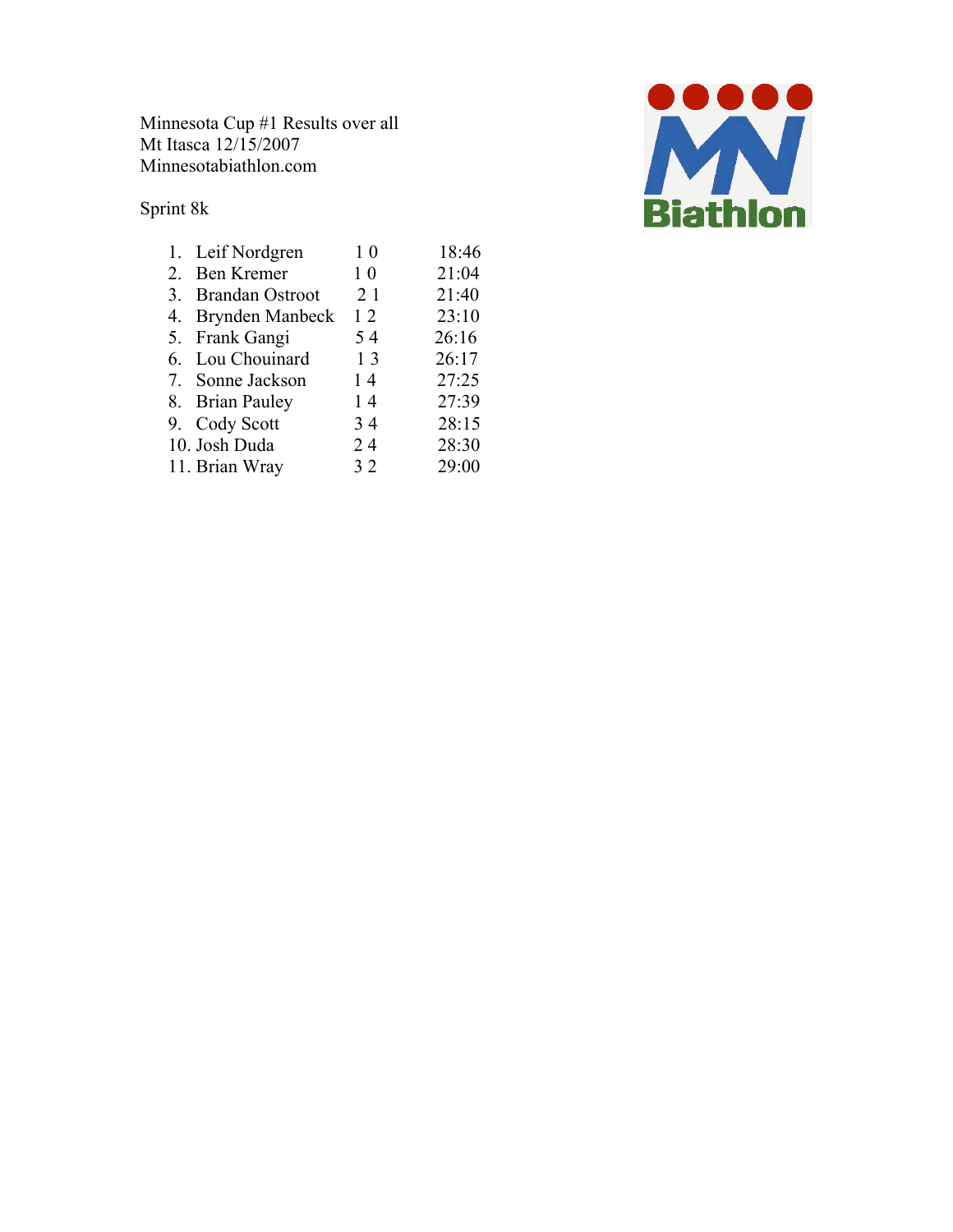Minnesota Cup #1 Results over all
Mt Itasca 12/15/2007
Minnesotabiathlon.com

Sprint 8k

1. Leif Nordgren 1 0 18:46
2. Ben Kremer 1 0 21:04
3. Brandan Ostroot 2 1 21:40
4. Brynden Manbeck 1 2 23:10
5. Frank Gangi 5 4 26:16
6. Lou Chouinard 1 3 26:17
7. Sonne Jackson 1 4 27:25
8. Brian Pauley 1 4 27:39
9. Cody Scott 3 4 28:15
10. Josh Duda 2 4 28:30
11. Brian Wray 3 2 29:00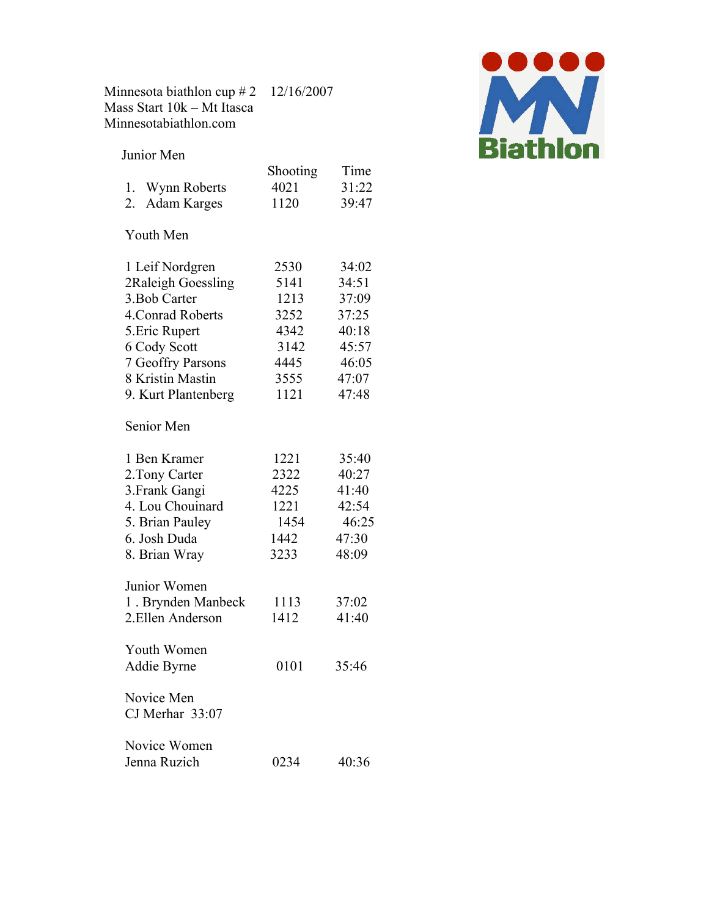Minnesota biathlon cup # 2 12/16/2007
Mass Start 10k – Mt Itasca
Minnesotabiathlon.com

MN Biathlon

### Junior Men

| | Shooting | Time |
|---|---|---|
| 1. Wynn Roberts | 4021 | 31:22 |
| 2. Adam Karges | 1120 | 39:47 |

### Youth Men

| | | |
|---|---|---|
| 1 Leif Nordgren | 2530 | 34:02 |
| 2Raleigh Goessling | 5141 | 34:51 |
| 3.Bob Carter | 1213 | 37:09 |
| 4.Conrad Roberts | 3252 | 37:25 |
| 5.Eric Rupert | 4342 | 40:18 |
| 6 Cody Scott | 3142 | 45:57 |
| 7 Geoffry Parsons | 4445 | 46:05 |
| 8 Kristin Mastin | 3555 | 47:07 |
| 9. Kurt Plantenberg | 1121 | 47:48 |

### Senior Men

| | | |
|---|---|---|
| 1 Ben Kramer | 1221 | 35:40 |
| 2.Tony Carter | 2322 | 40:27 |
| 3.Frank Gangi | 4225 | 41:40 |
| 4. Lou Chouinard | 1221 | 42:54 |
| 5. Brian Pauley | 1454 | 46:25 |
| 6. Josh Duda | 1442 | 47:30 |
| 8. Brian Wray | 3233 | 48:09 |

### Junior Women

| | | |
|---|---|---|
| 1 . Brynden Manbeck | 1113 | 37:02 |
| 2.Ellen Anderson | 1412 | 41:40 |

### Youth Women

| | | |
|---|---|---|
| Addie Byrne | 0101 | 35:46 |

### Novice Men

CJ Merhar 33:07

### Novice Women

| | | |
|---|---|---|
| Jenna Ruzich | 0234 | 40:36 |